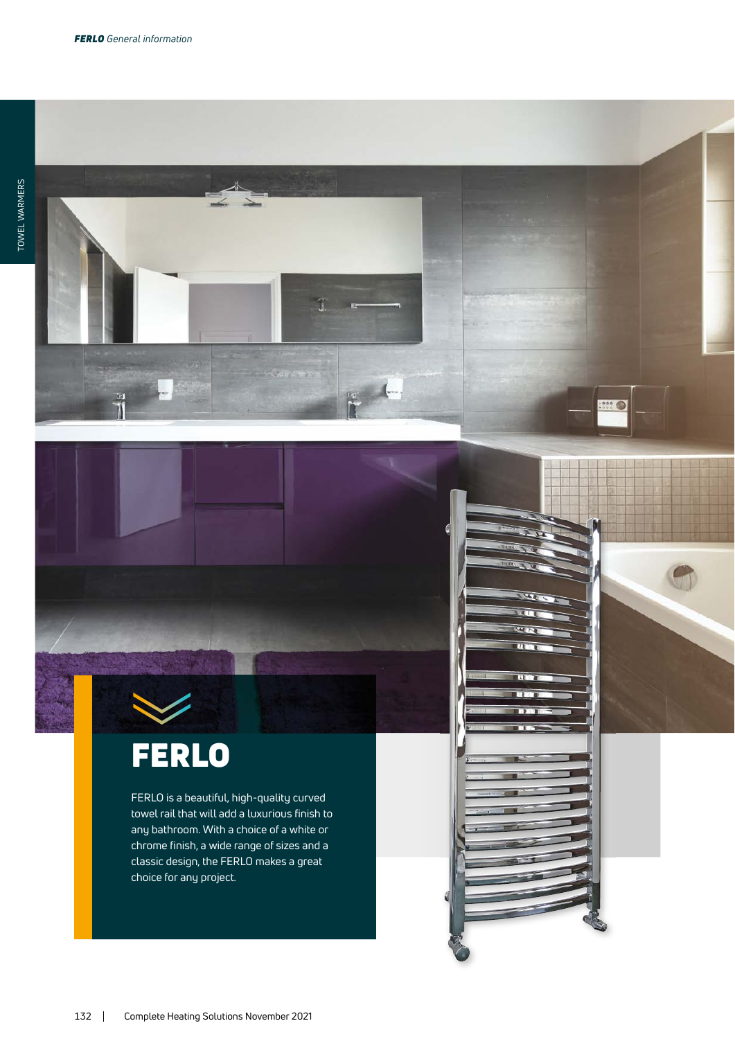# FERLO

FERLO is a beautiful, high-quality curved towel rail that will add a luxurious finish to any bathroom. With a choice of a white or chrome finish, a wide range of sizes and a classic design, the FERLO makes a great choice for any project.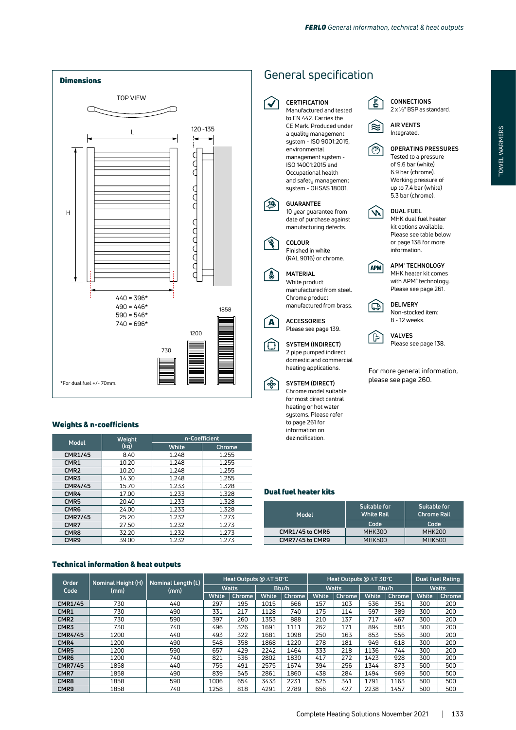## Dimensions

TOP VIEW

L

120 -135

H

440 = 396*
490 = 446*
590 = 546*
740 = 696*

1858

1200

730

*For dual fuel +/- 70mm.

# General specification

**CERTIFICATION**
Manufactured and tested to EN 442. Carries the CE Mark. Produced under a quality management system - ISO 9001:2015, environmental management system - ISO 14001:2015 and Occupational health and safety management system - OHSAS 18001.

**GUARANTEE**
10 year guarantee from date of purchase against manufacturing defects.

**COLOUR**
Finished in white (RAL 9016) or chrome.

**MATERIAL**
White product manufactured from steel. Chrome product manufactured from brass.

**ACCESSORIES**
Please see page 139.

**SYSTEM (INDIRECT)**
2 pipe pumped indirect domestic and commercial heating applications.

**SYSTEM (DIRECT)**
Chrome model suitable for most direct central heating or hot water systems. Please refer to page 261 for information on dezincification.

**CONNECTIONS**
2 x ½" BSP as standard.

**AIR VENTS**
Integrated.

**OPERATING PRESSURES**
Tested to a pressure of 9.6 bar (white) 6.9 bar (chrome). Working pressure of up to 7.4 bar (white) 5.3 bar (chrome).

**DUAL FUEL**
MHK dual fuel heater kit options available. Please see table below or page 138 for more information.

**APM® TECHNOLOGY**
MHK heater kit comes with APM® technology. Please see page 261.

**DELIVERY**
Non-stocked item: 8 - 12 weeks.

**VALVES**
Please see page 138.

For more general information, please see page 260.

## Weights & n-coefficients

| Model | Weight (kg) | n-Coefficient | |
|---|---|---|---|
| | | White | Chrome |
| CMR1/45 | 8.40 | 1.248 | 1.255 |
| CMR1 | 10.20 | 1.248 | 1.255 |
| CMR2 | 10.20 | 1.248 | 1.255 |
| CMR3 | 14.30 | 1.248 | 1.255 |
| CMR4/45 | 15.70 | 1.233 | 1.328 |
| CMR4 | 17.00 | 1.233 | 1.328 |
| CMR5 | 20.40 | 1.233 | 1.328 |
| CMR6 | 24.00 | 1.233 | 1.328 |
| CMR7/45 | 25.20 | 1.232 | 1.273 |
| CMR7 | 27.50 | 1.232 | 1.273 |
| CMR8 | 32.20 | 1.232 | 1.273 |
| CMR9 | 39.00 | 1.232 | 1.273 |

## Dual fuel heater kits

| Model | Suitable for White Rail | Suitable for Chrome Rail |
|---|---|---|
| | Code | Code |
| CMR1/45 to CMR6 | MHK300 | MHK200 |
| CMR7/45 to CMR9 | MHK500 | MHK500 |

## Technical information & heat outputs

| Order Code | Nominal Height (H) (mm) | Nominal Length (L) (mm) | Heat Outputs @ ∆T 50°C | | | | Heat Outputs @ ∆T 30°C | | | | Dual Fuel Rating | |
|---|---|---|---|---|---|---|---|---|---|---|---|---|
| | | | Watts | | Btu/h | | Watts | | Btu/h | | Watts | |
| | | | White | Chrome | White | Chrome | White | Chrome | White | Chrome | White | Chrome |
| CMR1/45 | 730 | 440 | 297 | 195 | 1015 | 666 | 157 | 103 | 536 | 351 | 300 | 200 |
| CMR1 | 730 | 490 | 331 | 217 | 1128 | 740 | 175 | 114 | 597 | 389 | 300 | 200 |
| CMR2 | 730 | 590 | 397 | 260 | 1353 | 888 | 210 | 137 | 717 | 467 | 300 | 200 |
| CMR3 | 730 | 740 | 496 | 326 | 1691 | 1111 | 262 | 171 | 894 | 583 | 300 | 200 |
| CMR4/45 | 1200 | 440 | 493 | 322 | 1681 | 1098 | 250 | 163 | 853 | 556 | 300 | 200 |
| CMR4 | 1200 | 490 | 548 | 358 | 1868 | 1220 | 278 | 181 | 949 | 618 | 300 | 200 |
| CMR5 | 1200 | 590 | 657 | 429 | 2242 | 1464 | 333 | 218 | 1136 | 744 | 300 | 200 |
| CMR6 | 1200 | 740 | 821 | 536 | 2802 | 1830 | 417 | 272 | 1423 | 928 | 300 | 200 |
| CMR7/45 | 1858 | 440 | 755 | 491 | 2575 | 1674 | 394 | 256 | 1344 | 873 | 500 | 500 |
| CMR7 | 1858 | 490 | 839 | 545 | 2861 | 1860 | 438 | 284 | 1494 | 969 | 500 | 500 |
| CMR8 | 1858 | 590 | 1006 | 654 | 3433 | 2231 | 525 | 341 | 1791 | 1163 | 500 | 500 |
| CMR9 | 1858 | 740 | 1258 | 818 | 4291 | 2789 | 656 | 427 | 2238 | 1457 | 500 | 500 |